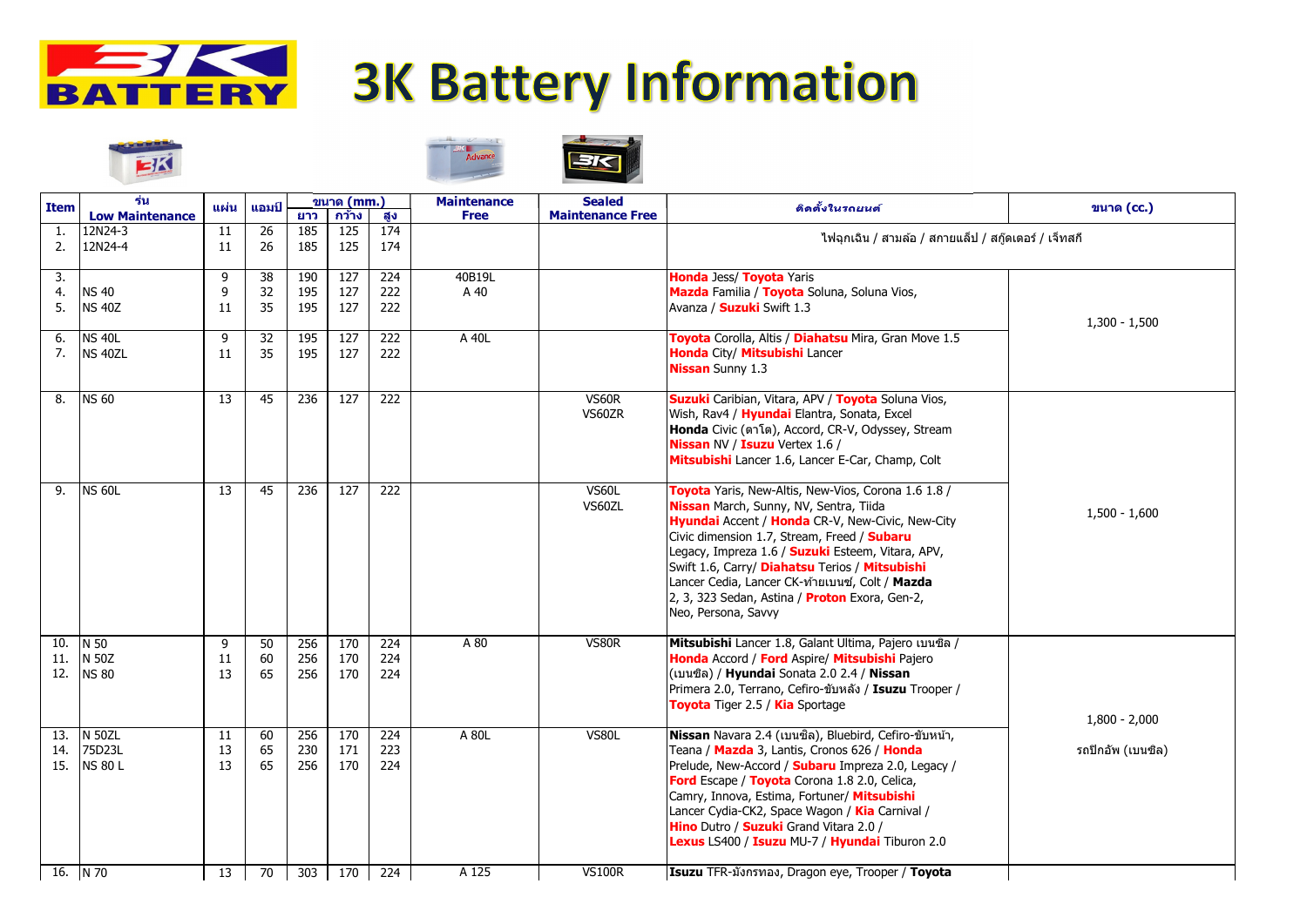# 3K Battery Information

| Item | รุ่น Low Maintenance | แผ่น | แอมป์ | ขนาด (mm.) | | | Maintenance Free | Sealed Maintenance Free | ติดตั้งในรถยนต์ | ขนาด (cc.) |
|---|---|---|---|---|---|---|---|---|---|---|
| | | | | ยาว | กว้าง | สูง | | | | |
| 1. | 12N24-3 | 11 | 26 | 185 | 125 | 174 | | | ไฟฉุกเฉิน / สามล้อ / สกายแล็ป / สกู๊ดเตอร์ / เจ็ทสกี | |
| 2. | 12N24-4 | 11 | 26 | 185 | 125 | 174 | | | | |
| 3. | | 9 | 38 | 190 | 127 | 224 | 40B19L | | **Honda** Jess/ **Toyota** Yaris **Mazda** Familia / **Toyota** Soluna, Soluna Vios, Avanza / **Suzuki** Swift 1.3 | 1,300 - 1,500 |
| 4. | NS 40 | 9 | 32 | 195 | 127 | 222 | A 40 | | | |
| 5. | NS 40Z | 11 | 35 | 195 | 127 | 222 | | | | |
| 6. | NS 40L | 9 | 32 | 195 | 127 | 222 | A 40L | | **Toyota** Corolla, Altis / **Diahatsu** Mira, Gran Move 1.5 **Honda** City/ **Mitsubishi** Lancer **Nissan** Sunny 1.3 | |
| 7. | NS 40ZL | 11 | 35 | 195 | 127 | 222 | | | | |
| 8. | NS 60 | 13 | 45 | 236 | 127 | 222 | | VS60R VS60ZR | **Suzuki** Caribian, Vitara, APV / **Toyota** Soluna Vios, Wish, Rav4 / **Hyundai** Elantra, Sonata, Excel **Honda** Civic (ตาโต), Accord, CR-V, Odyssey, Stream **Nissan** NV / **Isuzu** Vertex 1.6 / **Mitsubishi** Lancer 1.6, Lancer E-Car, Champ, Colt | 1,500 - 1,600 |
| 9. | NS 60L | 13 | 45 | 236 | 127 | 222 | | VS60L VS60ZL | **Toyota** Yaris, New-Altis, New-Vios, Corona 1.6 1.8 / **Nissan** March, Sunny, NV, Sentra, Tiida **Hyundai** Accent / **Honda** CR-V, New-Civic, New-City Civic dimension 1.7, Stream, Freed / **Subaru** Legacy, Impreza 1.6 / **Suzuki** Esteem, Vitara, APV, Swift 1.6, Carry/ **Diahatsu** Terios / **Mitsubishi** Lancer Cedia, Lancer CK-ท้ายเบนซ์, Colt / **Mazda** 2, 3, 323 Sedan, Astina / **Proton** Exora, Gen-2, Neo, Persona, Savvy | |
| 10. | N 50 | 9 | 50 | 256 | 170 | 224 | A 80 | VS80R | **Mitsubishi** Lancer 1.8, Galant Ultima, Pajero เบนซิล / **Honda** Accord / **Ford** Aspire/ **Mitsubishi** Pajero (เบนซิล) / **Hyundai** Sonata 2.0 2.4 / **Nissan** Primera 2.0, Terrano, Cefiro-ขับหลัง / **Isuzu** Trooper / **Toyota** Tiger 2.5 / **Kia** Sportage | 1,800 - 2,000 รถปิกอัพ (เบนซิล) |
| 11. | N 50Z | 11 | 60 | 256 | 170 | 224 | | | | |
| 12. | NS 80 | 13 | 65 | 256 | 170 | 224 | | | | |
| 13. | N 50ZL | 11 | 60 | 256 | 170 | 224 | A 80L | VS80L | **Nissan** Navara 2.4 (เบนซิล), Bluebird, Cefiro-ขับหน้า, Teana / **Mazda** 3, Lantis, Cronos 626 / **Honda** Prelude, New-Accord / **Subaru** Impreza 2.0, Legacy / **Ford** Escape / **Toyota** Corona 1.8 2.0, Celica, Camry, Innova, Estima, Fortuner/ **Mitsubishi** Lancer Cydia-CK2, Space Wagon / **Kia** Carnival / **Hino** Dutro / **Suzuki** Grand Vitara 2.0 / **Lexus** LS400 / **Isuzu** MU-7 / **Hyundai** Tiburon 2.0 | |
| 14. | 75D23L | 13 | 65 | 230 | 171 | 223 | | | | |
| 15. | NS 80 L | 13 | 65 | 256 | 170 | 224 | | | | |
| 16. | N 70 | 13 | 70 | 303 | 170 | 224 | A 125 | VS100R | **Isuzu** TFR-มังกรทอง, Dragon eye, Trooper / **Toyota** | |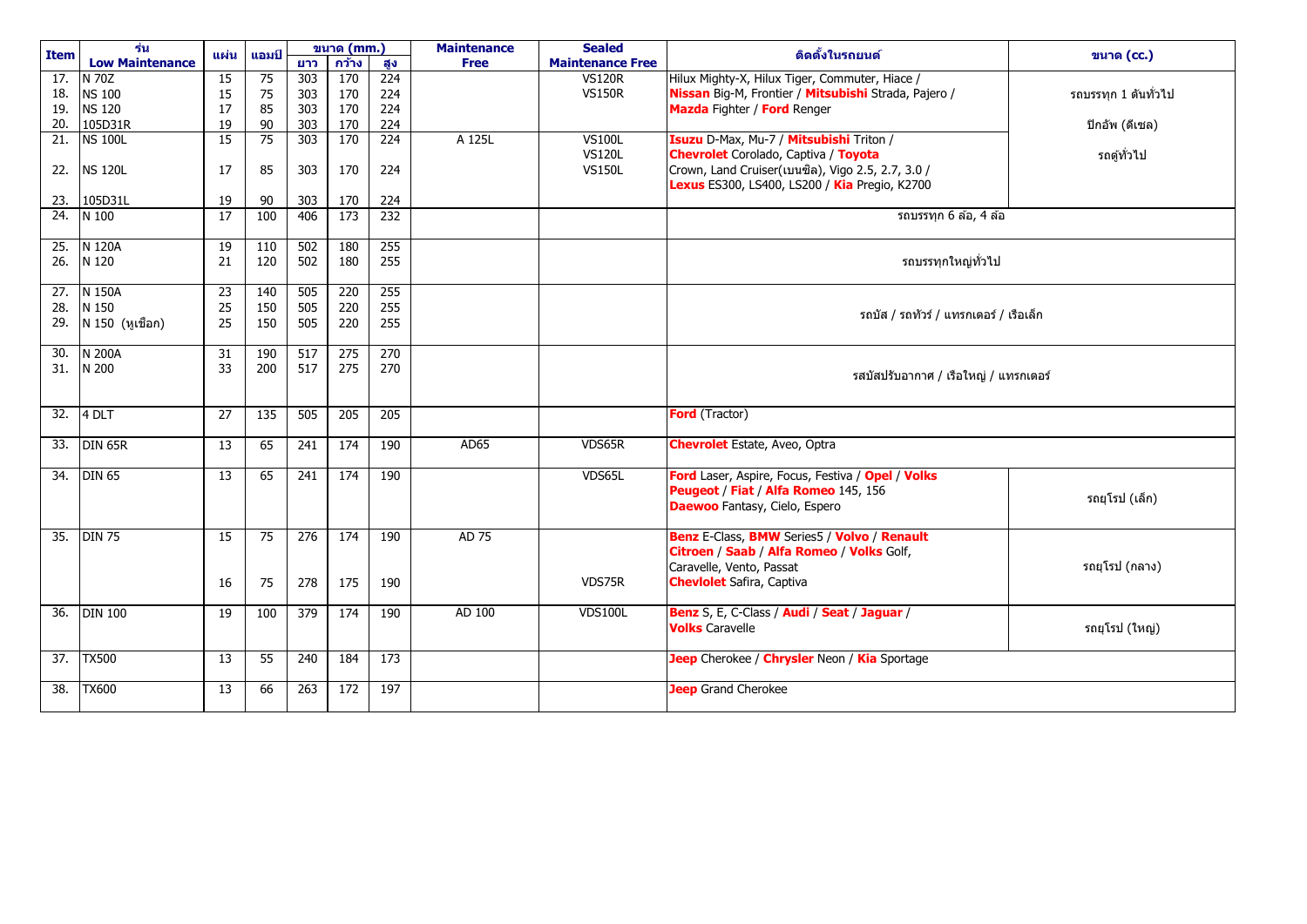| Item | รุ่น Low Maintenance | แผ่น | แอมป์ | ขนาด (mm.) ยาว | กว้าง | สูง | Maintenance Free | Sealed Maintenance Free | ติดตั้งในรถยนต์ | ขนาด (cc.) |
|---|---|---|---|---|---|---|---|---|---|---|
| 17. | N 70Z | 15 | 75 | 303 | 170 | 224 | | VS120R | Hilux Mighty-X, Hilux Tiger, Commuter, Hiace / | |
| 18. | NS 100 | 15 | 75 | 303 | 170 | 224 | | VS150R | **Nissan** Big-M, Frontier / **Mitsubishi** Strada, Pajero / | รถบรรทุก 1 ตันทั่วไป |
| 19. | NS 120 | 17 | 85 | 303 | 170 | 224 | | | **Mazda** Fighter / **Ford** Renger | |
| 20. | 105D31R | 19 | 90 | 303 | 170 | 224 | | | | ปิกอัพ (ดีเซล) |
| 21. | NS 100L | 15 | 75 | 303 | 170 | 224 | A 125L | VS100L | **Isuzu** D-Max, Mu-7 / **Mitsubishi** Triton / | |
| | | | | | | | | VS120L | **Chevrolet** Corolado, Captiva / **Toyota** | รถตู้ทั่วไป |
| 22. | NS 120L | 17 | 85 | 303 | 170 | 224 | | VS150L | Crown, Land Cruiser(เบนซิล), Vigo 2.5, 2.7, 3.0 / | |
| | | | | | | | | | **Lexus** ES300, LS400, LS200 / **Kia** Pregio, K2700 | |
| 23. | 105D31L | 19 | 90 | 303 | 170 | 224 | | | | |
| 24. | N 100 | 17 | 100 | 406 | 173 | 232 | | | รถบรรทุก 6 ล้อ, 4 ล้อ | |
| 25. | N 120A | 19 | 110 | 502 | 180 | 255 | | | | |
| 26. | N 120 | 21 | 120 | 502 | 180 | 255 | | | รถบรรทุกใหญ่ทั่วไป | |
| 27. | N 150A | 23 | 140 | 505 | 220 | 255 | | | | |
| 28. | N 150 | 25 | 150 | 505 | 220 | 255 | | | รถบัส / รถทัวร์ / แทรกเตอร์ / เรือเล็ก | |
| 29. | N 150 (หูเชือก) | 25 | 150 | 505 | 220 | 255 | | | | |
| 30. | N 200A | 31 | 190 | 517 | 275 | 270 | | | | |
| 31. | N 200 | 33 | 200 | 517 | 275 | 270 | | | รสบัสปรับอากาศ / เรือใหญ่ / แทรกเตอร์ | |
| 32. | 4 DLT | 27 | 135 | 505 | 205 | 205 | | | **Ford** (Tractor) | |
| 33. | DIN 65R | 13 | 65 | 241 | 174 | 190 | AD65 | VDS65R | **Chevrolet** Estate, Aveo, Optra | |
| 34. | DIN 65 | 13 | 65 | 241 | 174 | 190 | | VDS65L | **Ford** Laser, Aspire, Focus, Festiva / **Opel** / **Volks** | |
| | | | | | | | | | **Peugeot** / **Fiat** / **Alfa Romeo** 145, 156 | รถยุโรป (เล็ก) |
| | | | | | | | | | **Daewoo** Fantasy, Cielo, Espero | |
| 35. | DIN 75 | 15 | 75 | 276 | 174 | 190 | AD 75 | | **Benz** E-Class, **BMW** Series5 / **Volvo** / **Renault** | |
| | | | | | | | | | **Citroen** / **Saab** / **Alfa Romeo** / **Volks** Golf, | |
| | | | | | | | | | Caravelle, Vento, Passat | รถยุโรป (กลาง) |
| | | 16 | 75 | 278 | 175 | 190 | | VDS75R | **Chevlolet** Safira, Captiva | |
| 36. | DIN 100 | 19 | 100 | 379 | 174 | 190 | AD 100 | VDS100L | **Benz** S, E, C-Class / **Audi** / **Seat** / **Jaguar** / | |
| | | | | | | | | | **Volks** Caravelle | รถยุโรป (ใหญ่) |
| 37. | TX500 | 13 | 55 | 240 | 184 | 173 | | | **Jeep** Cherokee / **Chrysler** Neon / **Kia** Sportage | |
| 38. | TX600 | 13 | 66 | 263 | 172 | 197 | | | **Jeep** Grand Cherokee | |